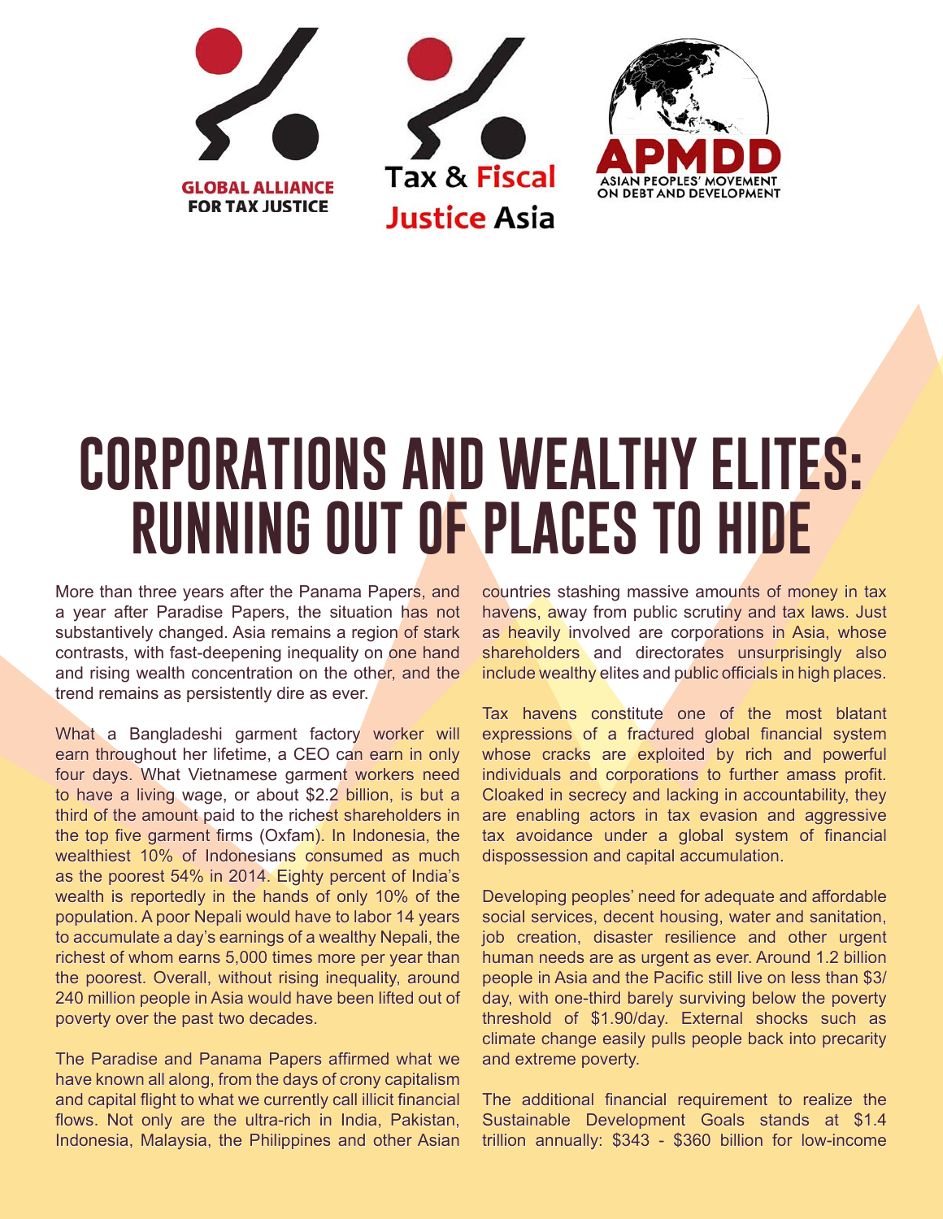GLOBAL ALLIANCE FOR TAX JUSTICE

Tax & Fiscal Justice Asia

APMDD ASIAN PEOPLES' MOVEMENT ON DEBT AND DEVELOPMENT

# CORPORATIONS AND WEALTHY ELITES: RUNNING OUT OF PLACES TO HIDE

More than three years after the Panama Papers, and a year after Paradise Papers, the situation has not substantively changed. Asia remains a region of stark contrasts, with fast-deepening inequality on one hand and rising wealth concentration on the other, and the trend remains as persistently dire as ever.

What a Bangladeshi garment factory worker will earn throughout her lifetime, a CEO can earn in only four days. What Vietnamese garment workers need to have a living wage, or about $2.2 billion, is but a third of the amount paid to the richest shareholders in the top five garment firms (Oxfam). In Indonesia, the wealthiest 10% of Indonesians consumed as much as the poorest 54% in 2014. Eighty percent of India's wealth is reportedly in the hands of only 10% of the population. A poor Nepali would have to labor 14 years to accumulate a day's earnings of a wealthy Nepali, the richest of whom earns 5,000 times more per year than the poorest. Overall, without rising inequality, around 240 million people in Asia would have been lifted out of poverty over the past two decades.

The Paradise and Panama Papers affirmed what we have known all along, from the days of crony capitalism and capital flight to what we currently call illicit financial flows. Not only are the ultra-rich in India, Pakistan, Indonesia, Malaysia, the Philippines and other Asian countries stashing massive amounts of money in tax havens, away from public scrutiny and tax laws. Just as heavily involved are corporations in Asia, whose shareholders and directorates unsurprisingly also include wealthy elites and public officials in high places.

Tax havens constitute one of the most blatant expressions of a fractured global financial system whose cracks are exploited by rich and powerful individuals and corporations to further amass profit. Cloaked in secrecy and lacking in accountability, they are enabling actors in tax evasion and aggressive tax avoidance under a global system of financial dispossession and capital accumulation.

Developing peoples' need for adequate and affordable social services, decent housing, water and sanitation, job creation, disaster resilience and other urgent human needs are as urgent as ever. Around 1.2 billion people in Asia and the Pacific still live on less than $3/day, with one-third barely surviving below the poverty threshold of $1.90/day. External shocks such as climate change easily pulls people back into precarity and extreme poverty.

The additional financial requirement to realize the Sustainable Development Goals stands at $1.4 trillion annually: $343 - $360 billion for low-income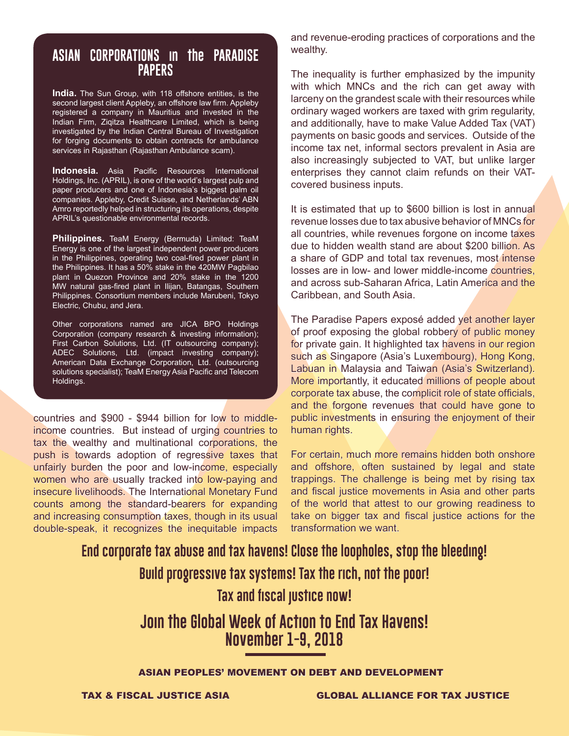## ASIAN CORPORATIONS in the PARADISE PAPERS

**India.** The Sun Group, with 118 offshore entities, is the second largest client Appleby, an offshore law firm. Appleby registered a company in Mauritius and invested in the Indian Firm, Ziqitza Healthcare Limited, which is being investigated by the Indian Central Bureau of Investigation for forging documents to obtain contracts for ambulance services in Rajasthan (Rajasthan Ambulance scam).

**Indonesia.** Asia Pacific Resources International Holdings, Inc. (APRIL), is one of the world's largest pulp and paper producers and one of Indonesia's biggest palm oil companies. Appleby, Credit Suisse, and Netherlands' ABN Amro reportedly helped in structuring its operations, despite APRIL's questionable environmental records.

**Philippines.** TeaM Energy (Bermuda) Limited: TeaM Energy is one of the largest independent power producers in the Philippines, operating two coal-fired power plant in the Philippines. It has a 50% stake in the 420MW Pagbilao plant in Quezon Province and 20% stake in the 1200 MW natural gas-fired plant in Ilijan, Batangas, Southern Philippines. Consortium members include Marubeni, Tokyo Electric, Chubu, and Jera.

Other corporations named are JICA BPO Holdings Corporation (company research & investing information); First Carbon Solutions, Ltd. (IT outsourcing company); ADEC Solutions, Ltd. (impact investing company); American Data Exchange Corporation, Ltd. (outsourcing solutions specialist); TeaM Energy Asia Pacific and Telecom Holdings.

countries and $900 - $944 billion for low to middle-income countries. But instead of urging countries to tax the wealthy and multinational corporations, the push is towards adoption of regressive taxes that unfairly burden the poor and low-income, especially women who are usually tracked into low-paying and insecure livelihoods. The International Monetary Fund counts among the standard-bearers for expanding and increasing consumption taxes, though in its usual double-speak, it recognizes the inequitable impacts and revenue-eroding practices of corporations and the wealthy.

The inequality is further emphasized by the impunity with which MNCs and the rich can get away with larceny on the grandest scale with their resources while ordinary waged workers are taxed with grim regularity, and additionally, have to make Value Added Tax (VAT) payments on basic goods and services. Outside of the income tax net, informal sectors prevalent in Asia are also increasingly subjected to VAT, but unlike larger enterprises they cannot claim refunds on their VAT-covered business inputs.

It is estimated that up to $600 billion is lost in annual revenue losses due to tax abusive behavior of MNCs for all countries, while revenues forgone on income taxes due to hidden wealth stand are about $200 billion. As a share of GDP and total tax revenues, most intense losses are in low- and lower middle-income countries, and across sub-Saharan Africa, Latin America and the Caribbean, and South Asia.

The Paradise Papers exposé added yet another layer of proof exposing the global robbery of public money for private gain. It highlighted tax havens in our region such as Singapore (Asia's Luxembourg), Hong Kong, Labuan in Malaysia and Taiwan (Asia's Switzerland). More importantly, it educated millions of people about corporate tax abuse, the complicit role of state officials, and the forgone revenues that could have gone to public investments in ensuring the enjoyment of their human rights.

For certain, much more remains hidden both onshore and offshore, often sustained by legal and state trappings. The challenge is being met by rising tax and fiscal justice movements in Asia and other parts of the world that attest to our growing readiness to take on bigger tax and fiscal justice actions for the transformation we want.

**End corporate tax abuse and tax havens! Close the loopholes, stop the bleeding!**

**Build progressive tax systems! Tax the rich, not the poor!**

**Tax and fiscal justice now!**

## Join the Global Week of Action to End Tax Havens! November 1-9, 2018

ASIAN PEOPLES' MOVEMENT ON DEBT AND DEVELOPMENT

TAX & FISCAL JUSTICE ASIA

GLOBAL ALLIANCE FOR TAX JUSTICE